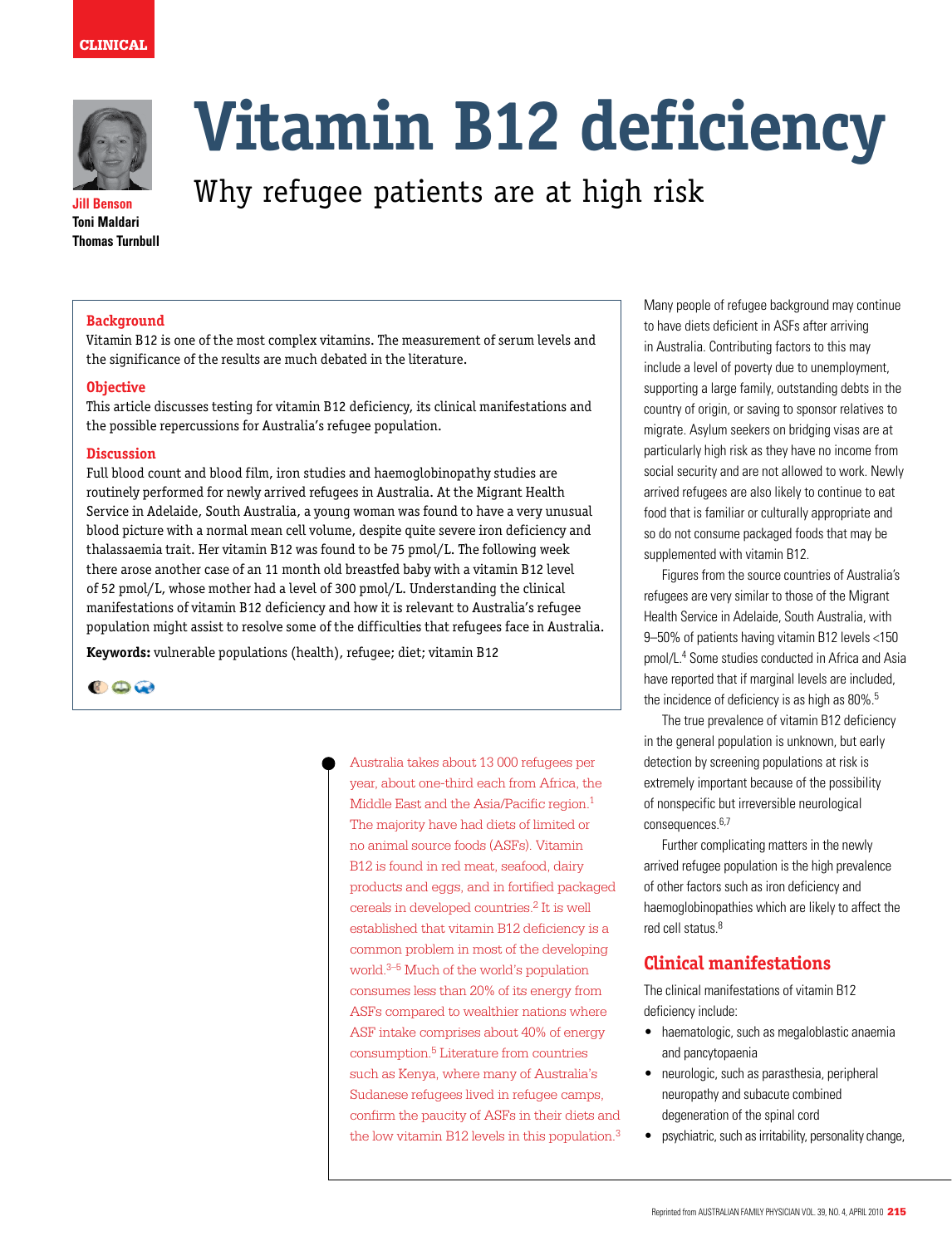CLINICAL

# Vitamin B12 deficiency

## Why refugee patients are at high risk

**Jill Benson**
**Toni Maldari**
**Thomas Turnbull**

### Background

Vitamin B12 is one of the most complex vitamins. The measurement of serum levels and the significance of the results are much debated in the literature.

### Objective

This article discusses testing for vitamin B12 deficiency, its clinical manifestations and the possible repercussions for Australia's refugee population.

### Discussion

Full blood count and blood film, iron studies and haemoglobinopathy studies are routinely performed for newly arrived refugees in Australia. At the Migrant Health Service in Adelaide, South Australia, a young woman was found to have a very unusual blood picture with a normal mean cell volume, despite quite severe iron deficiency and thalassaemia trait. Her vitamin B12 was found to be 75 pmol/L. The following week there arose another case of an 11 month old breastfed baby with a vitamin B12 level of 52 pmol/L, whose mother had a level of 300 pmol/L. Understanding the clinical manifestations of vitamin B12 deficiency and how it is relevant to Australia's refugee population might assist to resolve some of the difficulties that refugees face in Australia.

**Keywords:** vulnerable populations (health), refugee; diet; vitamin B12

Australia takes about 13 000 refugees per year, about one-third each from Africa, the Middle East and the Asia/Pacific region.[1] The majority have had diets of limited or no animal source foods (ASFs). Vitamin B12 is found in red meat, seafood, dairy products and eggs, and in fortified packaged cereals in developed countries.[2] It is well established that vitamin B12 deficiency is a common problem in most of the developing world.[3–5] Much of the world's population consumes less than 20% of its energy from ASFs compared to wealthier nations where ASF intake comprises about 40% of energy consumption.[5] Literature from countries such as Kenya, where many of Australia's Sudanese refugees lived in refugee camps, confirm the paucity of ASFs in their diets and the low vitamin B12 levels in this population.[3]

Many people of refugee background may continue to have diets deficient in ASFs after arriving in Australia. Contributing factors to this may include a level of poverty due to unemployment, supporting a large family, outstanding debts in the country of origin, or saving to sponsor relatives to migrate. Asylum seekers on bridging visas are at particularly high risk as they have no income from social security and are not allowed to work. Newly arrived refugees are also likely to continue to eat food that is familiar or culturally appropriate and so do not consume packaged foods that may be supplemented with vitamin B12.

Figures from the source countries of Australia's refugees are very similar to those of the Migrant Health Service in Adelaide, South Australia, with 9–50% of patients having vitamin B12 levels <150 pmol/L.[4] Some studies conducted in Africa and Asia have reported that if marginal levels are included, the incidence of deficiency is as high as 80%.[5]

The true prevalence of vitamin B12 deficiency in the general population is unknown, but early detection by screening populations at risk is extremely important because of the possibility of nonspecific but irreversible neurological consequences.[6,7]

Further complicating matters in the newly arrived refugee population is the high prevalence of other factors such as iron deficiency and haemoglobinopathies which are likely to affect the red cell status.[8]

## Clinical manifestations

The clinical manifestations of vitamin B12 deficiency include:

- haematologic, such as megaloblastic anaemia and pancytopaenia
- neurologic, such as parasthesia, peripheral neuropathy and subacute combined degeneration of the spinal cord
- psychiatric, such as irritability, personality change,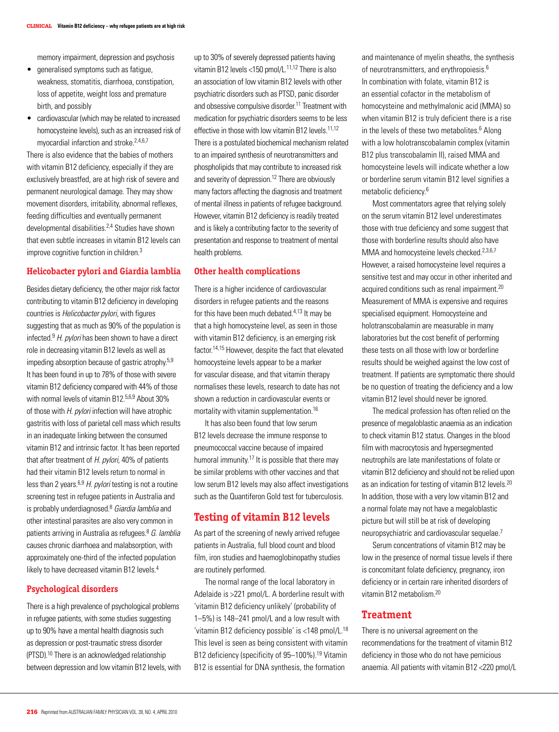memory impairment, depression and psychosis

- generalised symptoms such as fatigue, weakness, stomatitis, diarrhoea, constipation, loss of appetite, weight loss and premature birth, and possibly
- cardiovascular (which may be related to increased homocysteine levels), such as an increased risk of myocardial infarction and stroke.[2,4,6,7]

There is also evidence that the babies of mothers with vitamin B12 deficiency, especially if they are exclusively breastfed, are at high risk of severe and permanent neurological damage. They may show movement disorders, irritability, abnormal reflexes, feeding difficulties and eventually permanent developmental disabilities.[2,4] Studies have shown that even subtle increases in vitamin B12 levels can improve cognitive function in children.[3]

### Helicobacter pylori and Giardia lamblia

Besides dietary deficiency, the other major risk factor contributing to vitamin B12 deficiency in developing countries is *Helicobacter pylori*, with figures suggesting that as much as 90% of the population is infected.[9] *H. pylori* has been shown to have a direct role in decreasing vitamin B12 levels as well as impeding absorption because of gastric atrophy.[5,9] It has been found in up to 78% of those with severe vitamin B12 deficiency compared with 44% of those with normal levels of vitamin B12.[5,6,9] About 30% of those with *H. pylori* infection will have atrophic gastritis with loss of parietal cell mass which results in an inadequate linking between the consumed vitamin B12 and intrinsic factor. It has been reported that after treatment of *H. pylori*, 40% of patients had their vitamin B12 levels return to normal in less than 2 years.[6,9] *H. pylori* testing is not a routine screening test in refugee patients in Australia and is probably underdiagnosed.[8] *Giardia lamblia* and other intestinal parasites are also very common in patients arriving in Australia as refugees.[8] *G. lamblia* causes chronic diarrhoea and malabsorption, with approximately one-third of the infected population likely to have decreased vitamin B12 levels.[4]

### Psychological disorders

There is a high prevalence of psychological problems in refugee patients, with some studies suggesting up to 90% have a mental health diagnosis such as depression or post-traumatic stress disorder (PTSD).[10] There is an acknowledged relationship between depression and low vitamin B12 levels, with up to 30% of severely depressed patients having vitamin B12 levels <150 pmol/L.[11,12] There is also an association of low vitamin B12 levels with other psychiatric disorders such as PTSD, panic disorder and obsessive compulsive disorder.[11] Treatment with medication for psychiatric disorders seems to be less effective in those with low vitamin B12 levels.[11,12] There is a postulated biochemical mechanism related to an impaired synthesis of neurotransmitters and phospholipids that may contribute to increased risk and severity of depression.[12] There are obviously many factors affecting the diagnosis and treatment of mental illness in patients of refugee background. However, vitamin B12 deficiency is readily treated and is likely a contributing factor to the severity of presentation and response to treatment of mental health problems.

### Other health complications

There is a higher incidence of cardiovascular disorders in refugee patients and the reasons for this have been much debated.[4,13] It may be that a high homocysteine level, as seen in those with vitamin B12 deficiency, is an emerging risk factor.[14,15] However, despite the fact that elevated homocysteine levels appear to be a marker for vascular disease, and that vitamin therapy normalises these levels, research to date has not shown a reduction in cardiovascular events or mortality with vitamin supplementation.[16]

It has also been found that low serum B12 levels decrease the immune response to pneumococcal vaccine because of impaired humoral immunity.[17] It is possible that there may be similar problems with other vaccines and that low serum B12 levels may also affect investigations such as the Quantiferon Gold test for tuberculosis.

## Testing of vitamin B12 levels

As part of the screening of newly arrived refugee patients in Australia, full blood count and blood film, iron studies and haemoglobinopathy studies are routinely performed.

The normal range of the local laboratory in Adelaide is >221 pmol/L. A borderline result with 'vitamin B12 deficiency unlikely' (probability of 1–5%) is 148–241 pmol/L and a low result with 'vitamin B12 deficiency possible' is <148 pmol/L.[18] This level is seen as being consistent with vitamin B12 deficiency (specificity of 95–100%).[19] Vitamin B12 is essential for DNA synthesis, the formation and maintenance of myelin sheaths, the synthesis of neurotransmitters, and erythropoiesis.[6] In combination with folate, vitamin B12 is an essential cofactor in the metabolism of homocysteine and methylmalonic acid (MMA) so when vitamin B12 is truly deficient there is a rise in the levels of these two metabolites.[6] Along with a low holotranscobalamin complex (vitamin B12 plus transcobalamin II), raised MMA and homocysteine levels will indicate whether a low or borderline serum vitamin B12 level signifies a metabolic deficiency.[6]

Most commentators agree that relying solely on the serum vitamin B12 level underestimates those with true deficiency and some suggest that those with borderline results should also have MMA and homocysteine levels checked.[2,3,6,7] However, a raised homocysteine level requires a sensitive test and may occur in other inherited and acquired conditions such as renal impairment.[20] Measurement of MMA is expensive and requires specialised equipment. Homocysteine and holotranscobalamin are measurable in many laboratories but the cost benefit of performing these tests on all those with low or borderline results should be weighed against the low cost of treatment. If patients are symptomatic there should be no question of treating the deficiency and a low vitamin B12 level should never be ignored.

The medical profession has often relied on the presence of megaloblastic anaemia as an indication to check vitamin B12 status. Changes in the blood film with macrocytosis and hypersegmented neutrophils are late manifestations of folate or vitamin B12 deficiency and should not be relied upon as an indication for testing of vitamin B12 levels.[20] In addition, those with a very low vitamin B12 and a normal folate may not have a megaloblastic picture but will still be at risk of developing neuropsychiatric and cardiovascular sequelae.[7]

Serum concentrations of vitamin B12 may be low in the presence of normal tissue levels if there is concomitant folate deficiency, pregnancy, iron deficiency or in certain rare inherited disorders of vitamin B12 metabolism.[20]

## Treatment

There is no universal agreement on the recommendations for the treatment of vitamin B12 deficiency in those who do not have pernicious anaemia. All patients with vitamin B12 <220 pmol/L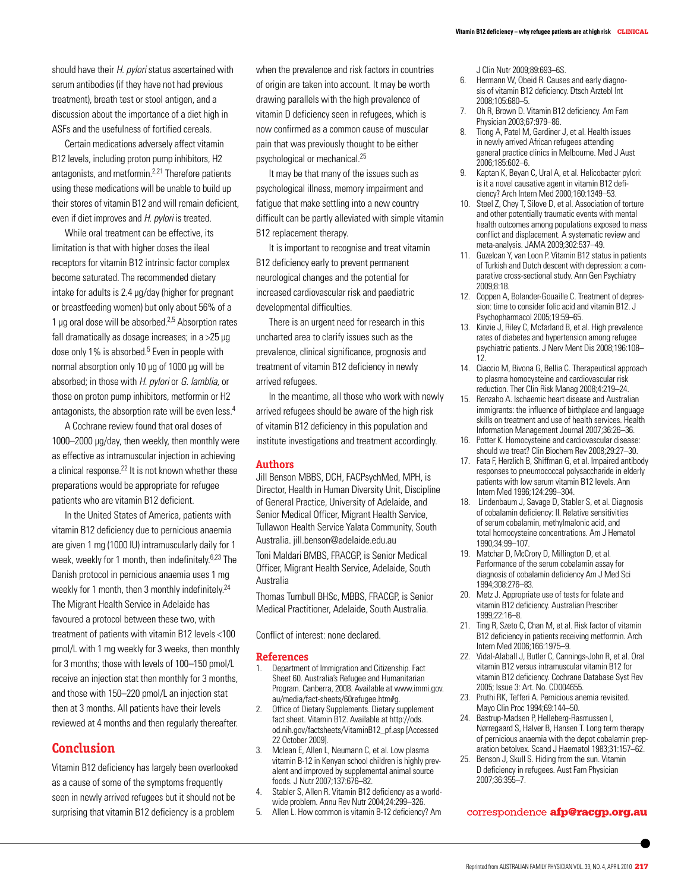should have their *H. pylori* status ascertained with serum antibodies (if they have not had previous treatment), breath test or stool antigen, and a discussion about the importance of a diet high in ASFs and the usefulness of fortified cereals.

Certain medications adversely affect vitamin B12 levels, including proton pump inhibitors, H2 antagonists, and metformin.[2,21] Therefore patients using these medications will be unable to build up their stores of vitamin B12 and will remain deficient, even if diet improves and *H. pylori* is treated.

While oral treatment can be effective, its limitation is that with higher doses the ileal receptors for vitamin B12 intrinsic factor complex become saturated. The recommended dietary intake for adults is 2.4 µg/day (higher for pregnant or breastfeeding women) but only about 56% of a 1 µg oral dose will be absorbed.[2,5] Absorption rates fall dramatically as dosage increases; in a >25 µg dose only 1% is absorbed.[5] Even in people with normal absorption only 10 µg of 1000 µg will be absorbed; in those with *H. pylori* or *G. lamblia,* or those on proton pump inhibitors, metformin or H2 antagonists, the absorption rate will be even less.[4]

A Cochrane review found that oral doses of 1000–2000 µg/day, then weekly, then monthly were as effective as intramuscular injection in achieving a clinical response.[22] It is not known whether these preparations would be appropriate for refugee patients who are vitamin B12 deficient.

In the United States of America, patients with vitamin B12 deficiency due to pernicious anaemia are given 1 mg (1000 IU) intramuscularly daily for 1 week, weekly for 1 month, then indefinitely.[6,23] The Danish protocol in pernicious anaemia uses 1 mg weekly for 1 month, then 3 monthly indefinitely.[24] The Migrant Health Service in Adelaide has favoured a protocol between these two, with treatment of patients with vitamin B12 levels <100 pmol/L with 1 mg weekly for 3 weeks, then monthly for 3 months; those with levels of 100–150 pmol/L receive an injection stat then monthly for 3 months, and those with 150–220 pmol/L an injection stat then at 3 months. All patients have their levels reviewed at 4 months and then regularly thereafter.

## Conclusion

Vitamin B12 deficiency has largely been overlooked as a cause of some of the symptoms frequently seen in newly arrived refugees but it should not be surprising that vitamin B12 deficiency is a problem when the prevalence and risk factors in countries of origin are taken into account. It may be worth drawing parallels with the high prevalence of vitamin D deficiency seen in refugees, which is now confirmed as a common cause of muscular pain that was previously thought to be either psychological or mechanical.[25]

It may be that many of the issues such as psychological illness, memory impairment and fatigue that make settling into a new country difficult can be partly alleviated with simple vitamin B12 replacement therapy.

It is important to recognise and treat vitamin B12 deficiency early to prevent permanent neurological changes and the potential for increased cardiovascular risk and paediatric developmental difficulties.

There is an urgent need for research in this uncharted area to clarify issues such as the prevalence, clinical significance, prognosis and treatment of vitamin B12 deficiency in newly arrived refugees.

In the meantime, all those who work with newly arrived refugees should be aware of the high risk of vitamin B12 deficiency in this population and institute investigations and treatment accordingly.

### Authors

Jill Benson MBBS, DCH, FACPsychMed, MPH, is Director, Health in Human Diversity Unit, Discipline of General Practice, University of Adelaide, and Senior Medical Officer, Migrant Health Service, Tullawon Health Service Yalata Community, South Australia. jill.benson@adelaide.edu.au

Toni Maldari BMBS, FRACGP, is Senior Medical Officer, Migrant Health Service, Adelaide, South Australia

Thomas Turnbull BHSc, MBBS, FRACGP, is Senior Medical Practitioner, Adelaide, South Australia.

Conflict of interest: none declared.

### References

1. Department of Immigration and Citizenship. Fact Sheet 60. Australia's Refugee and Humanitarian Program. Canberra, 2008. Available at www.immi.gov.au/media/fact-sheets/60refugee.htm#g.
2. Office of Dietary Supplements. Dietary supplement fact sheet. Vitamin B12. Available at http://ods.od.nih.gov/factsheets/VitaminB12_pf.asp [Accessed 22 October 2009].
3. Mclean E, Allen L, Neumann C, et al. Low plasma vitamin B-12 in Kenyan school children is highly prevalent and improved by supplemental animal source foods. J Nutr 2007;137:676–82.
4. Stabler S, Allen R. Vitamin B12 deficiency as a worldwide problem. Annu Rev Nutr 2004;24:299–326.
5. Allen L. How common is vitamin B-12 deficiency? Am J Clin Nutr 2009;89:693–6S.
6. Hermann W, Obeid R. Causes and early diagnosis of vitamin B12 deficiency. Dtsch Arztebl Int 2008;105:680–5.
7. Oh R, Brown D. Vitamin B12 deficiency. Am Fam Physician 2003;67:979–86.
8. Tiong A, Patel M, Gardiner J, et al. Health issues in newly arrived African refugees attending general practice clinics in Melbourne. Med J Aust 2006;185:602–6.
9. Kaptan K, Beyan C, Ural A, et al. Helicobacter pylori: is it a novel causative agent in vitamin B12 deficiency? Arch Intern Med 2000;160:1349–53.
10. Steel Z, Chey T, Silove D, et al. Association of torture and other potentially traumatic events with mental health outcomes among populations exposed to mass conflict and displacement. A systematic review and meta-analysis. JAMA 2009;302:537–49.
11. Guzelcan Y, van Loon P. Vitamin B12 status in patients of Turkish and Dutch descent with depression: a comparative cross-sectional study. Ann Gen Psychiatry 2009;8:18.
12. Coppen A, Bolander-Gouaille C. Treatment of depression: time to consider folic acid and vitamin B12. J Psychopharmacol 2005;19:59–65.
13. Kinzie J, Riley C, Mcfarland B, et al. High prevalence rates of diabetes and hypertension among refugee psychiatric patients. J Nerv Ment Dis 2008;196:108–12.
14. Ciaccio M, Bivona G, Bellia C. Therapeutical approach to plasma homocysteine and cardiovascular risk reduction. Ther Clin Risk Manag 2008;4:219–24.
15. Renzaho A. Ischaemic heart disease and Australian immigrants: the influence of birthplace and language skills on treatment and use of health services. Health Information Management Journal 2007;36:26–36.
16. Potter K. Homocysteine and cardiovascular disease: should we treat? Clin Biochem Rev 2008;29:27–30.
17. Fata F, Herzlich B, Shiffman G, et al. Impaired antibody responses to pneumococcal polysaccharide in elderly patients with low serum vitamin B12 levels. Ann Intern Med 1996;124:299–304.
18. Lindenbaum J, Savage D, Stabler S, et al. Diagnosis of cobalamin deficiency: II. Relative sensitivities of serum cobalamin, methylmalonic acid, and total homocysteine concentrations. Am J Hematol 1990;34:99–107.
19. Matchar D, McCrory D, Millington D, et al. Performance of the serum cobalamin assay for diagnosis of cobalamin deficiency Am J Med Sci 1994;308:276–83.
20. Metz J. Appropriate use of tests for folate and vitamin B12 deficiency. Australian Prescriber 1999;22:16–8.
21. Ting R, Szeto C, Chan M, et al. Risk factor of vitamin B12 deficiency in patients receiving metformin. Arch Intern Med 2006;166:1975–9.
22. Vidal-Alaball J, Butler C, Cannings-John R, et al. Oral vitamin B12 versus intramuscular vitamin B12 for vitamin B12 deficiency. Cochrane Database Syst Rev 2005; Issue 3: Art. No. CD004655.
23. Pruthi RK, Tefferi A. Pernicious anemia revisited. Mayo Clin Proc 1994;69:144–50.
24. Bastrup-Madsen P, Helleberg-Rasmussen I, Nørregaard S, Halver B, Hansen T. Long term therapy of pernicious anaemia with the depot cobalamin preparation betolvex. Scand J Haematol 1983;31:157–62.
25. Benson J, Skull S. Hiding from the sun. Vitamin D deficiency in refugees. Aust Fam Physician 2007;36:355–7.

correspondence **afp@racgp.org.au**